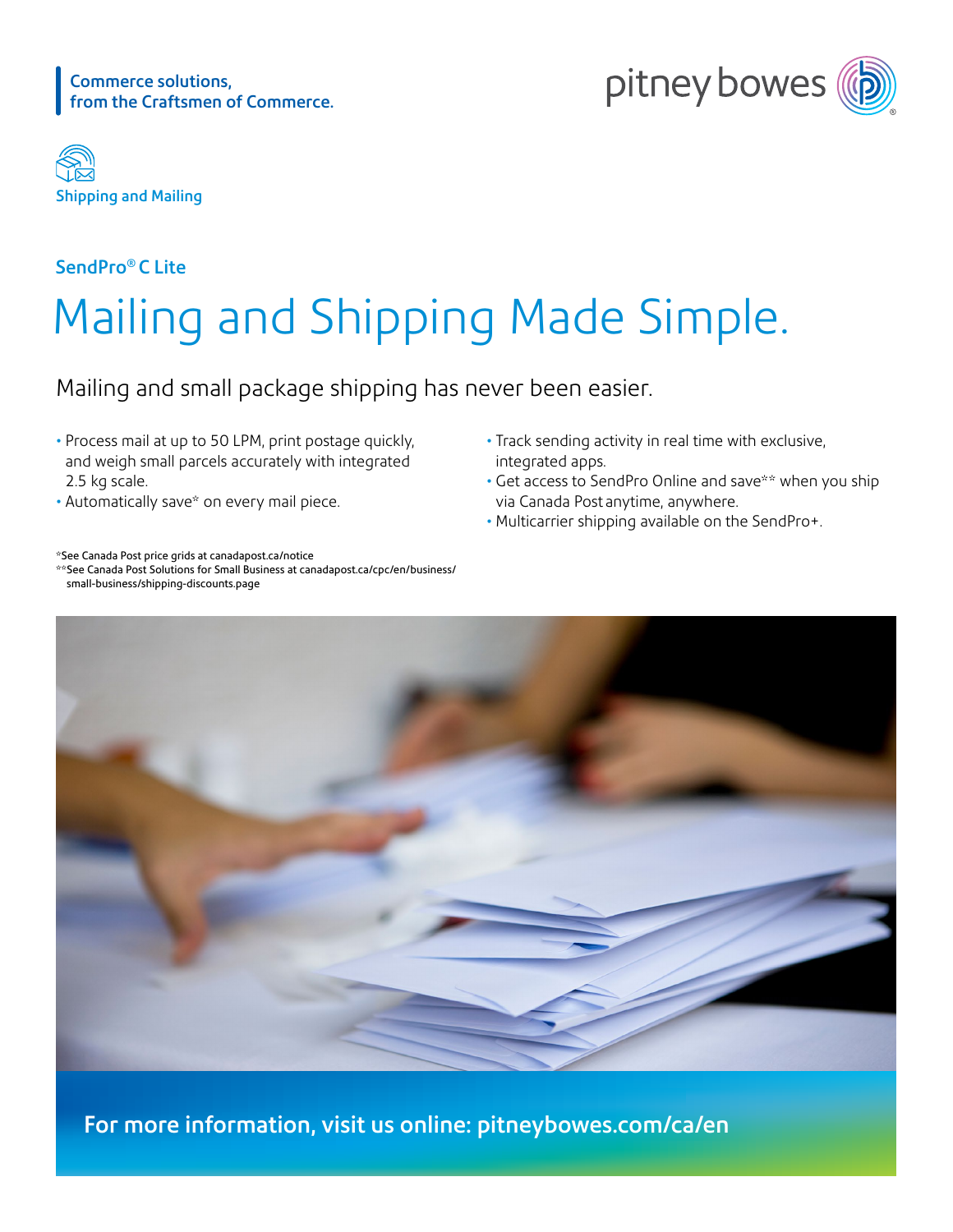Commerce solutions,
from the Craftsmen of Commerce.

Shipping and Mailing

### SendPro® C Lite

# Mailing and Shipping Made Simple.

## Mailing and small package shipping has never been easier.

- Process mail at up to 50 LPM, print postage quickly, and weigh small parcels accurately with integrated 2.5 kg scale.
- Automatically save* on every mail piece.
- Track sending activity in real time with exclusive, integrated apps.
- Get access to SendPro Online and save** when you ship via Canada Post anytime, anywhere.
- Multicarrier shipping available on the SendPro+.

*See Canada Post price grids at canadapost.ca/notice
**See Canada Post Solutions for Small Business at canadapost.ca/cpc/en/business/small-business/shipping-discounts.page

**For more information, visit us online: pitneybowes.com/ca/en**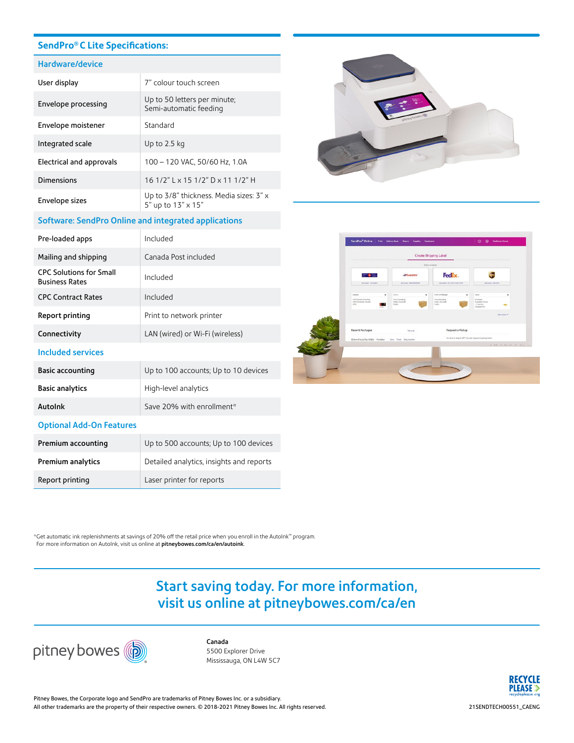## SendPro® C Lite Specifications:

| | |
|---|---|
| **Hardware/device** | |
| User display | 7" colour touch screen |
| Envelope processing | Up to 50 letters per minute; Semi-automatic feeding |
| Envelope moistener | Standard |
| Integrated scale | Up to 2.5 kg |
| Electrical and approvals | 100 – 120 VAC, 50/60 Hz, 1.0A |
| Dimensions | 16 1/2" L x 15 1/2" D x 11 1/2" H |
| Envelope sizes | Up to 3/8" thickness. Media sizes: 3" x 5" up to 13" x 15" |
| **Software: SendPro Online and integrated applications** | |
| Pre-loaded apps | Included |
| Mailing and shipping | Canada Post included |
| CPC Solutions for Small Business Rates | Included |
| CPC Contract Rates | Included |
| Report printing | Print to network printer |
| Connectivity | LAN (wired) or Wi-Fi (wireless) |
| **Included services** | |
| **Basic accounting** | Up to 100 accounts; Up to 10 devices |
| **Basic analytics** | High-level analytics |
| **AutoInk** | Save 20% with enrollment* |
| **Optional Add-On Features** | |
| **Premium accounting** | Up to 500 accounts; Up to 100 devices |
| **Premium analytics** | Detailed analytics, insights and reports |
| Report printing | Laser printer for reports |

*Get automatic ink replenishments at savings of 20% off the retail price when you enroll in the AutoInk™ program. For more information on AutoInk, visit us online at **pitneybowes.com/ca/en/autoink**.

## Start saving today. For more information, visit us online at pitneybowes.com/ca/en

pitney bowes

**Canada**
5500 Explorer Drive
Mississauga, ON L4W 5C7

Pitney Bowes, the Corporate logo and SendPro are trademarks of Pitney Bowes Inc. or a subsidiary.
All other trademarks are the property of their respective owners. © 2018-2021 Pitney Bowes Inc. All rights reserved.

21SENDTECH00551_CAENG